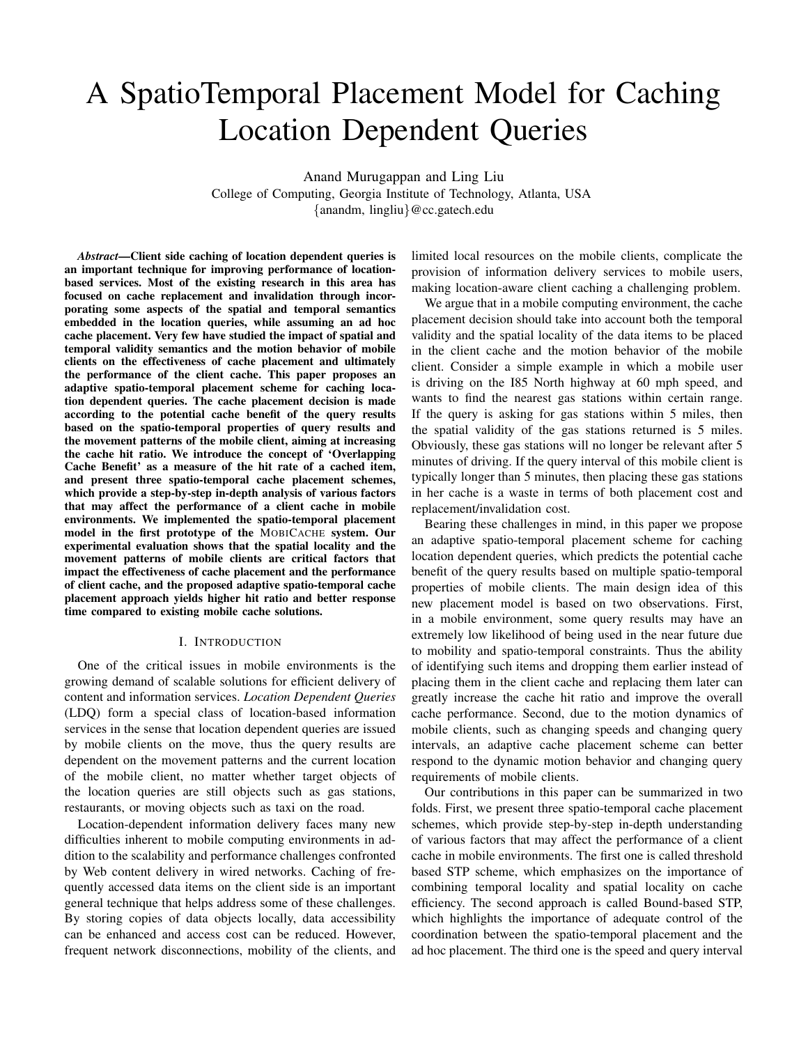# A SpatioTemporal Placement Model for Caching Location Dependent Queries

Anand Murugappan and Ling Liu
College of Computing, Georgia Institute of Technology, Atlanta, USA
{anandm, lingliu}@cc.gatech.edu

***Abstract*—Client side caching of location dependent queries is an important technique for improving performance of location-based services. Most of the existing research in this area has focused on cache replacement and invalidation through incorporating some aspects of the spatial and temporal semantics embedded in the location queries, while assuming an ad hoc cache placement. Very few have studied the impact of spatial and temporal validity semantics and the motion behavior of mobile clients on the effectiveness of cache placement and ultimately the performance of the client cache. This paper proposes an adaptive spatio-temporal placement scheme for caching location dependent queries. The cache placement decision is made according to the potential cache benefit of the query results based on the spatio-temporal properties of query results and the movement patterns of the mobile client, aiming at increasing the cache hit ratio. We introduce the concept of 'Overlapping Cache Benefit' as a measure of the hit rate of a cached item, and present three spatio-temporal cache placement schemes, which provide a step-by-step in-depth analysis of various factors that may affect the performance of a client cache in mobile environments. We implemented the spatio-temporal placement model in the first prototype of the MobiCache system. Our experimental evaluation shows that the spatial locality and the movement patterns of mobile clients are critical factors that impact the effectiveness of cache placement and the performance of client cache, and the proposed adaptive spatio-temporal cache placement approach yields higher hit ratio and better response time compared to existing mobile cache solutions.**

## I. Introduction

One of the critical issues in mobile environments is the growing demand of scalable solutions for efficient delivery of content and information services. *Location Dependent Queries* (LDQ) form a special class of location-based information services in the sense that location dependent queries are issued by mobile clients on the move, thus the query results are dependent on the movement patterns and the current location of the mobile client, no matter whether target objects of the location queries are still objects such as gas stations, restaurants, or moving objects such as taxi on the road.

Location-dependent information delivery faces many new difficulties inherent to mobile computing environments in addition to the scalability and performance challenges confronted by Web content delivery in wired networks. Caching of frequently accessed data items on the client side is an important general technique that helps address some of these challenges. By storing copies of data objects locally, data accessibility can be enhanced and access cost can be reduced. However, frequent network disconnections, mobility of the clients, and limited local resources on the mobile clients, complicate the provision of information delivery services to mobile users, making location-aware client caching a challenging problem.

We argue that in a mobile computing environment, the cache placement decision should take into account both the temporal validity and the spatial locality of the data items to be placed in the client cache and the motion behavior of the mobile client. Consider a simple example in which a mobile user is driving on the I85 North highway at 60 mph speed, and wants to find the nearest gas stations within certain range. If the query is asking for gas stations within 5 miles, then the spatial validity of the gas stations returned is 5 miles. Obviously, these gas stations will no longer be relevant after 5 minutes of driving. If the query interval of this mobile client is typically longer than 5 minutes, then placing these gas stations in her cache is a waste in terms of both placement cost and replacement/invalidation cost.

Bearing these challenges in mind, in this paper we propose an adaptive spatio-temporal placement scheme for caching location dependent queries, which predicts the potential cache benefit of the query results based on multiple spatio-temporal properties of mobile clients. The main design idea of this new placement model is based on two observations. First, in a mobile environment, some query results may have an extremely low likelihood of being used in the near future due to mobility and spatio-temporal constraints. Thus the ability of identifying such items and dropping them earlier instead of placing them in the client cache and replacing them later can greatly increase the cache hit ratio and improve the overall cache performance. Second, due to the motion dynamics of mobile clients, such as changing speeds and changing query intervals, an adaptive cache placement scheme can better respond to the dynamic motion behavior and changing query requirements of mobile clients.

Our contributions in this paper can be summarized in two folds. First, we present three spatio-temporal cache placement schemes, which provide step-by-step in-depth understanding of various factors that may affect the performance of a client cache in mobile environments. The first one is called threshold based STP scheme, which emphasizes on the importance of combining temporal locality and spatial locality on cache efficiency. The second approach is called Bound-based STP, which highlights the importance of adequate control of the coordination between the spatio-temporal placement and the ad hoc placement. The third one is the speed and query interval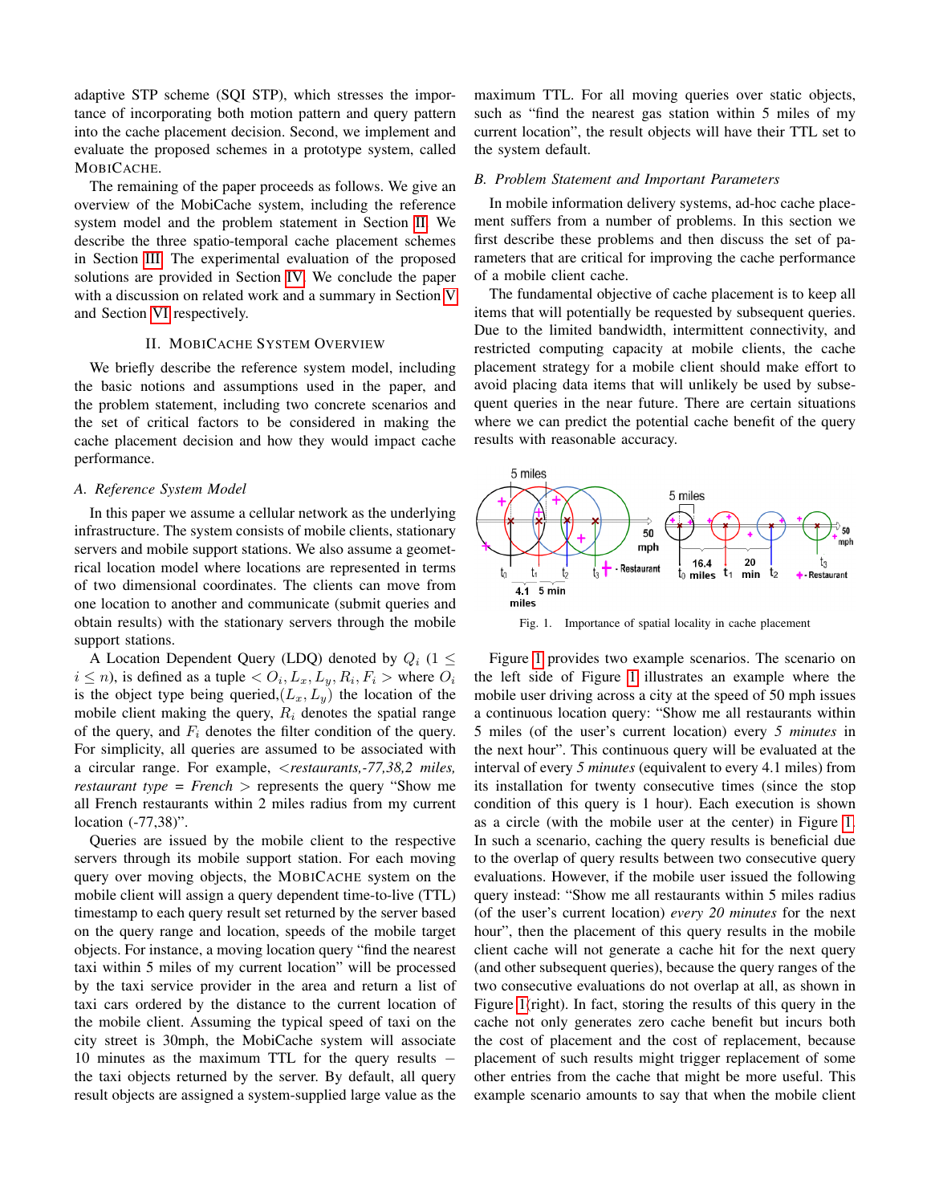adaptive STP scheme (SQI STP), which stresses the importance of incorporating both motion pattern and query pattern into the cache placement decision. Second, we implement and evaluate the proposed schemes in a prototype system, called MOBICACHE.

The remaining of the paper proceeds as follows. We give an overview of the MobiCache system, including the reference system model and the problem statement in Section II. We describe the three spatio-temporal cache placement schemes in Section III. The experimental evaluation of the proposed solutions are provided in Section IV. We conclude the paper with a discussion on related work and a summary in Section V and Section VI respectively.

## II. MOBICACHE SYSTEM OVERVIEW

We briefly describe the reference system model, including the basic notions and assumptions used in the paper, and the problem statement, including two concrete scenarios and the set of critical factors to be considered in making the cache placement decision and how they would impact cache performance.

### A. Reference System Model

In this paper we assume a cellular network as the underlying infrastructure. The system consists of mobile clients, stationary servers and mobile support stations. We also assume a geometrical location model where locations are represented in terms of two dimensional coordinates. The clients can move from one location to another and communicate (submit queries and obtain results) with the stationary servers through the mobile support stations.

A Location Dependent Query (LDQ) denoted by $Q_i$ ($1 \leq i \leq n$), is defined as a tuple $< O_i, L_x, L_y, R_i, F_i >$ where $O_i$ is the object type being queried,($L_x, L_y$) the location of the mobile client making the query, $R_i$ denotes the spatial range of the query, and $F_i$ denotes the filter condition of the query. For simplicity, all queries are assumed to be associated with a circular range. For example, <*restaurants,-77,38,2 miles, restaurant type = French* > represents the query "Show me all French restaurants within 2 miles radius from my current location (-77,38)".

Queries are issued by the mobile client to the respective servers through its mobile support station. For each moving query over moving objects, the MOBICACHE system on the mobile client will assign a query dependent time-to-live (TTL) timestamp to each query result set returned by the server based on the query range and location, speeds of the mobile target objects. For instance, a moving location query "find the nearest taxi within 5 miles of my current location" will be processed by the taxi service provider in the area and return a list of taxi cars ordered by the distance to the current location of the mobile client. Assuming the typical speed of taxi on the city street is 30mph, the MobiCache system will associate 10 minutes as the maximum TTL for the query results – the taxi objects returned by the server. By default, all query result objects are assigned a system-supplied large value as the maximum TTL. For all moving queries over static objects, such as "find the nearest gas station within 5 miles of my current location", the result objects will have their TTL set to the system default.

### B. Problem Statement and Important Parameters

In mobile information delivery systems, ad-hoc cache placement suffers from a number of problems. In this section we first describe these problems and then discuss the set of parameters that are critical for improving the cache performance of a mobile client cache.

The fundamental objective of cache placement is to keep all items that will potentially be requested by subsequent queries. Due to the limited bandwidth, intermittent connectivity, and restricted computing capacity at mobile clients, the cache placement strategy for a mobile client should make effort to avoid placing data items that will unlikely be used by subsequent queries in the near future. There are certain situations where we can predict the potential cache benefit of the query results with reasonable accuracy.

Fig. 1. Importance of spatial locality in cache placement

Figure 1 provides two example scenarios. The scenario on the left side of Figure 1 illustrates an example where the mobile user driving across a city at the speed of 50 mph issues a continuous location query: "Show me all restaurants within 5 miles (of the user's current location) every *5 minutes* in the next hour". This continuous query will be evaluated at the interval of every *5 minutes* (equivalent to every 4.1 miles) from its installation for twenty consecutive times (since the stop condition of this query is 1 hour). Each execution is shown as a circle (with the mobile user at the center) in Figure 1. In such a scenario, caching the query results is beneficial due to the overlap of query results between two consecutive query evaluations. However, if the mobile user issued the following query instead: "Show me all restaurants within 5 miles radius (of the user's current location) *every 20 minutes* for the next hour", then the placement of this query results in the mobile client cache will not generate a cache hit for the next query (and other subsequent queries), because the query ranges of the two consecutive evaluations do not overlap at all, as shown in Figure 1(right). In fact, storing the results of this query in the cache not only generates zero cache benefit but incurs both the cost of placement and the cost of replacement, because placement of such results might trigger replacement of some other entries from the cache that might be more useful. This example scenario amounts to say that when the mobile client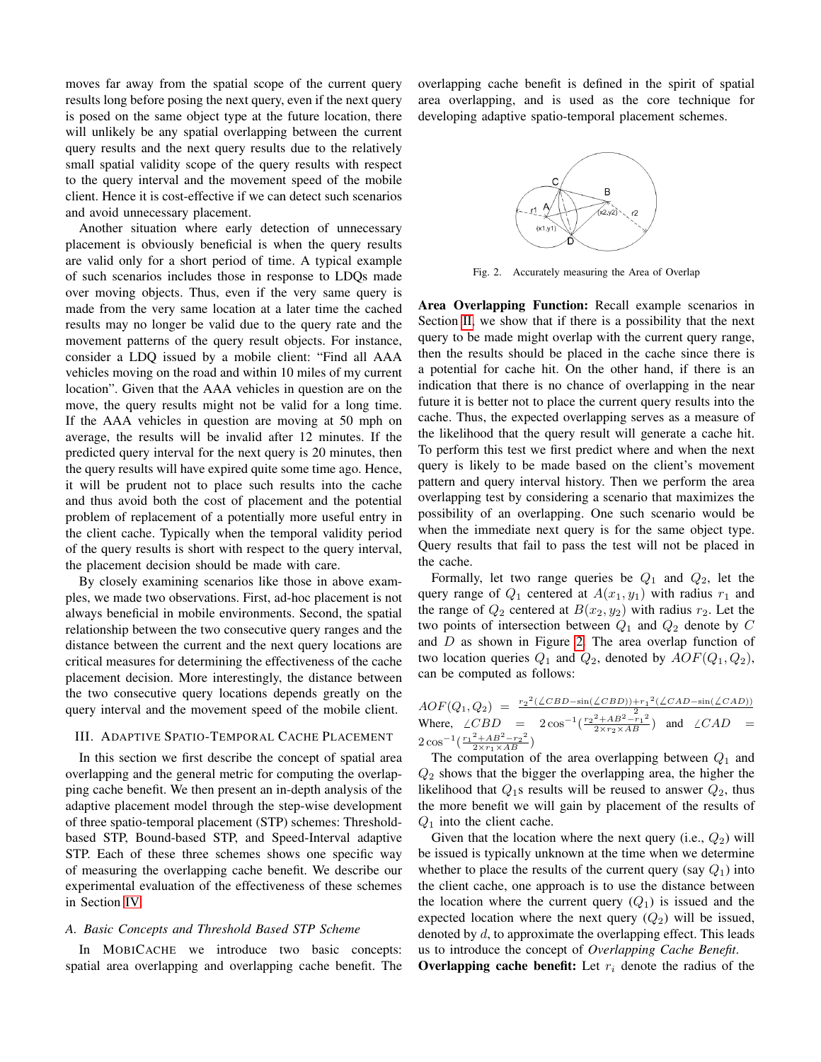moves far away from the spatial scope of the current query results long before posing the next query, even if the next query is posed on the same object type at the future location, there will unlikely be any spatial overlapping between the current query results and the next query results due to the relatively small spatial validity scope of the query results with respect to the query interval and the movement speed of the mobile client. Hence it is cost-effective if we can detect such scenarios and avoid unnecessary placement.

Another situation where early detection of unnecessary placement is obviously beneficial is when the query results are valid only for a short period of time. A typical example of such scenarios includes those in response to LDQs made over moving objects. Thus, even if the very same query is made from the very same location at a later time the cached results may no longer be valid due to the query rate and the movement patterns of the query result objects. For instance, consider a LDQ issued by a mobile client: "Find all AAA vehicles moving on the road and within 10 miles of my current location". Given that the AAA vehicles in question are on the move, the query results might not be valid for a long time. If the AAA vehicles in question are moving at 50 mph on average, the results will be invalid after 12 minutes. If the predicted query interval for the next query is 20 minutes, then the query results will have expired quite some time ago. Hence, it will be prudent not to place such results into the cache and thus avoid both the cost of placement and the potential problem of replacement of a potentially more useful entry in the client cache. Typically when the temporal validity period of the query results is short with respect to the query interval, the placement decision should be made with care.

By closely examining scenarios like those in above examples, we made two observations. First, ad-hoc placement is not always beneficial in mobile environments. Second, the spatial relationship between the two consecutive query ranges and the distance between the current and the next query locations are critical measures for determining the effectiveness of the cache placement decision. More interestingly, the distance between the two consecutive query locations depends greatly on the query interval and the movement speed of the mobile client.

## III. Adaptive Spatio-Temporal Cache Placement

In this section we first describe the concept of spatial area overlapping and the general metric for computing the overlapping cache benefit. We then present an in-depth analysis of the adaptive placement model through the step-wise development of three spatio-temporal placement (STP) schemes: Threshold-based STP, Bound-based STP, and Speed-Interval adaptive STP. Each of these three schemes shows one specific way of measuring the overlapping cache benefit. We describe our experimental evaluation of the effectiveness of these schemes in Section IV.

### A. Basic Concepts and Threshold Based STP Scheme

In MobiCache we introduce two basic concepts: spatial area overlapping and overlapping cache benefit. The overlapping cache benefit is defined in the spirit of spatial area overlapping, and is used as the core technique for developing adaptive spatio-temporal placement schemes.

Fig. 2. Accurately measuring the Area of Overlap

**Area Overlapping Function:** Recall example scenarios in Section II, we show that if there is a possibility that the next query to be made might overlap with the current query range, then the results should be placed in the cache since there is a potential for cache hit. On the other hand, if there is an indication that there is no chance of overlapping in the near future it is better not to place the current query results into the cache. Thus, the expected overlapping serves as a measure of the likelihood that the query result will generate a cache hit. To perform this test we first predict where and when the next query is likely to be made based on the client's movement pattern and query interval history. Then we perform the area overlapping test by considering a scenario that maximizes the possibility of an overlapping. One such scenario would be when the immediate next query is for the same object type. Query results that fail to pass the test will not be placed in the cache.

Formally, let two range queries be $Q_1$ and $Q_2$, let the query range of $Q_1$ centered at $A(x_1, y_1)$ with radius $r_1$ and the range of $Q_2$ centered at $B(x_2, y_2)$ with radius $r_2$. Let the two points of intersection between $Q_1$ and $Q_2$ denote by $C$ and $D$ as shown in Figure 2. The area overlap function of two location queries $Q_1$ and $Q_2$, denoted by $AOF(Q_1, Q_2)$, can be computed as follows:

$$AOF(Q_1, Q_2) = \frac{{r_2}^2(\angle CBD - \sin(\angle CBD)) + {r_1}^2(\angle CAD - \sin(\angle CAD))}{2}$$

Where, $\angle CBD = 2\cos^{-1}(\frac{{r_2}^2 + AB^2 - {r_1}^2}{2 \times r_2 \times AB})$ and $\angle CAD = 2\cos^{-1}(\frac{{r_1}^2 + AB^2 - {r_2}^2}{2 \times r_1 \times AB})$

The computation of the area overlapping between $Q_1$ and $Q_2$ shows that the bigger the overlapping area, the higher the likelihood that $Q_1$s results will be reused to answer $Q_2$, thus the more benefit we will gain by placement of the results of $Q_1$ into the client cache.

Given that the location where the next query (i.e., $Q_2$) will be issued is typically unknown at the time when we determine whether to place the results of the current query (say $Q_1$) into the client cache, one approach is to use the distance between the location where the current query ($Q_1$) is issued and the expected location where the next query ($Q_2$) will be issued, denoted by $d$, to approximate the overlapping effect. This leads us to introduce the concept of *Overlapping Cache Benefit*.

**Overlapping cache benefit:** Let $r_i$ denote the radius of the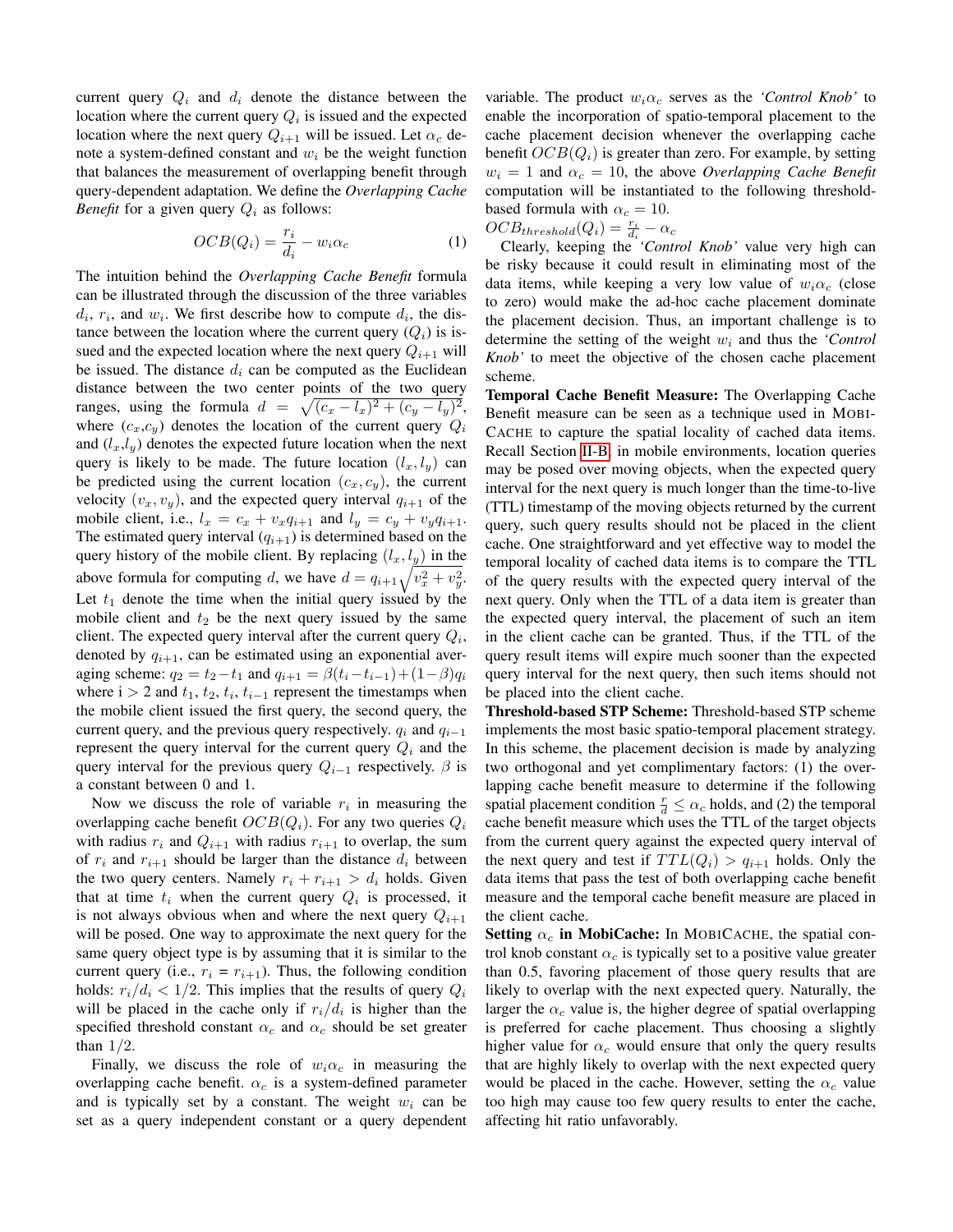current query $Q_i$ and $d_i$ denote the distance between the location where the current query $Q_i$ is issued and the expected location where the next query $Q_{i+1}$ will be issued. Let $\alpha_c$ denote a system-defined constant and $w_i$ be the weight function that balances the measurement of overlapping benefit through query-dependent adaptation. We define the ***Overlapping Cache Benefit*** for a given query $Q_i$ as follows:

$$OCB(Q_i) = \frac{r_i}{d_i} - w_i\alpha_c \quad (1)$$

The intuition behind the ***Overlapping Cache Benefit*** formula can be illustrated through the discussion of the three variables $d_i$, $r_i$, and $w_i$. We first describe how to compute $d_i$, the distance between the location where the current query ($Q_i$) is issued and the expected location where the next query $Q_{i+1}$ will be issued. The distance $d_i$ can be computed as the Euclidean distance between the two center points of the two query ranges, using the formula $d = \sqrt{(c_x - l_x)^2 + (c_y - l_y)^2}$, where ($c_x$,$c_y$) denotes the location of the current query $Q_i$ and ($l_x$,$l_y$) denotes the expected future location when the next query is likely to be made. The future location $(l_x, l_y)$ can be predicted using the current location $(c_x, c_y)$, the current velocity $(v_x, v_y)$, and the expected query interval $q_{i+1}$ of the mobile client, i.e., $l_x = c_x + v_x q_{i+1}$ and $l_y = c_y + v_y q_{i+1}$. The estimated query interval ($q_{i+1}$) is determined based on the query history of the mobile client. By replacing $(l_x, l_y)$ in the above formula for computing $d$, we have $d = q_{i+1}\sqrt{v_x^2 + v_y^2}$. Let $t_1$ denote the time when the initial query issued by the mobile client and $t_2$ be the next query issued by the same client. The expected query interval after the current query $Q_i$, denoted by $q_{i+1}$, can be estimated using an exponential averaging scheme: $q_2 = t_2 - t_1$ and $q_{i+1} = \beta(t_i - t_{i-1}) + (1-\beta)q_i$ where i > 2 and $t_1$, $t_2$, $t_i$, $t_{i-1}$ represent the timestamps when the mobile client issued the first query, the second query, the current query, and the previous query respectively. $q_i$ and $q_{i-1}$ represent the query interval for the current query $Q_i$ and the query interval for the previous query $Q_{i-1}$ respectively. $\beta$ is a constant between 0 and 1.

Now we discuss the role of variable $r_i$ in measuring the overlapping cache benefit $OCB(Q_i)$. For any two queries $Q_i$ with radius $r_i$ and $Q_{i+1}$ with radius $r_{i+1}$ to overlap, the sum of $r_i$ and $r_{i+1}$ should be larger than the distance $d_i$ between the two query centers. Namely $r_i + r_{i+1} > d_i$ holds. Given that at time $t_i$ when the current query $Q_i$ is processed, it is not always obvious when and where the next query $Q_{i+1}$ will be posed. One way to approximate the next query for the same query object type is by assuming that it is similar to the current query (i.e., $r_i$ = $r_{i+1}$). Thus, the following condition holds: $r_i/d_i < 1/2$. This implies that the results of query $Q_i$ will be placed in the cache only if $r_i/d_i$ is higher than the specified threshold constant $\alpha_c$ and $\alpha_c$ should be set greater than $1/2$.

Finally, we discuss the role of $w_i\alpha_c$ in measuring the overlapping cache benefit. $\alpha_c$ is a system-defined parameter and is typically set by a constant. The weight $w_i$ can be set as a query independent constant or a query dependent variable. The product $w_i\alpha_c$ serves as the ***'Control Knob'*** to enable the incorporation of spatio-temporal placement to the cache placement decision whenever the overlapping cache benefit $OCB(Q_i)$ is greater than zero. For example, by setting $w_i = 1$ and $\alpha_c = 10$, the above ***Overlapping Cache Benefit*** computation will be instantiated to the following threshold-based formula with $\alpha_c = 10$.

$OCB_{threshold}(Q_i) = \frac{r_i}{d_i} - \alpha_c$

Clearly, keeping the ***'Control Knob'*** value very high can be risky because it could result in eliminating most of the data items, while keeping a very low value of $w_i\alpha_c$ (close to zero) would make the ad-hoc cache placement dominate the placement decision. Thus, an important challenge is to determine the setting of the weight $w_i$ and thus the ***'Control Knob'*** to meet the objective of the chosen cache placement scheme.

**Temporal Cache Benefit Measure:** The Overlapping Cache Benefit measure can be seen as a technique used in MOBICACHE to capture the spatial locality of cached data items. Recall Section II-B, in mobile environments, location queries may be posed over moving objects, when the expected query interval for the next query is much longer than the time-to-live (TTL) timestamp of the moving objects returned by the current query, such query results should not be placed in the client cache. One straightforward and yet effective way to model the temporal locality of cached data items is to compare the TTL of the query results with the expected query interval of the next query. Only when the TTL of a data item is greater than the expected query interval, the placement of such an item in the client cache can be granted. Thus, if the TTL of the query result items will expire much sooner than the expected query interval for the next query, then such items should not be placed into the client cache.

**Threshold-based STP Scheme:** Threshold-based STP scheme implements the most basic spatio-temporal placement strategy. In this scheme, the placement decision is made by analyzing two orthogonal and yet complimentary factors: (1) the overlapping cache benefit measure to determine if the following spatial placement condition $\frac{r}{d} \leq \alpha_c$ holds, and (2) the temporal cache benefit measure which uses the TTL of the target objects from the current query against the expected query interval of the next query and test if $TTL(Q_i) > q_{i+1}$ holds. Only the data items that pass the test of both overlapping cache benefit measure and the temporal cache benefit measure are placed in the client cache.

**Setting $\alpha_c$ in MobiCache:** In MOBICACHE, the spatial control knob constant $\alpha_c$ is typically set to a positive value greater than 0.5, favoring placement of those query results that are likely to overlap with the next expected query. Naturally, the larger the $\alpha_c$ value is, the higher degree of spatial overlapping is preferred for cache placement. Thus choosing a slightly higher value for $\alpha_c$ would ensure that only the query results that are highly likely to overlap with the next expected query would be placed in the cache. However, setting the $\alpha_c$ value too high may cause too few query results to enter the cache, affecting hit ratio unfavorably.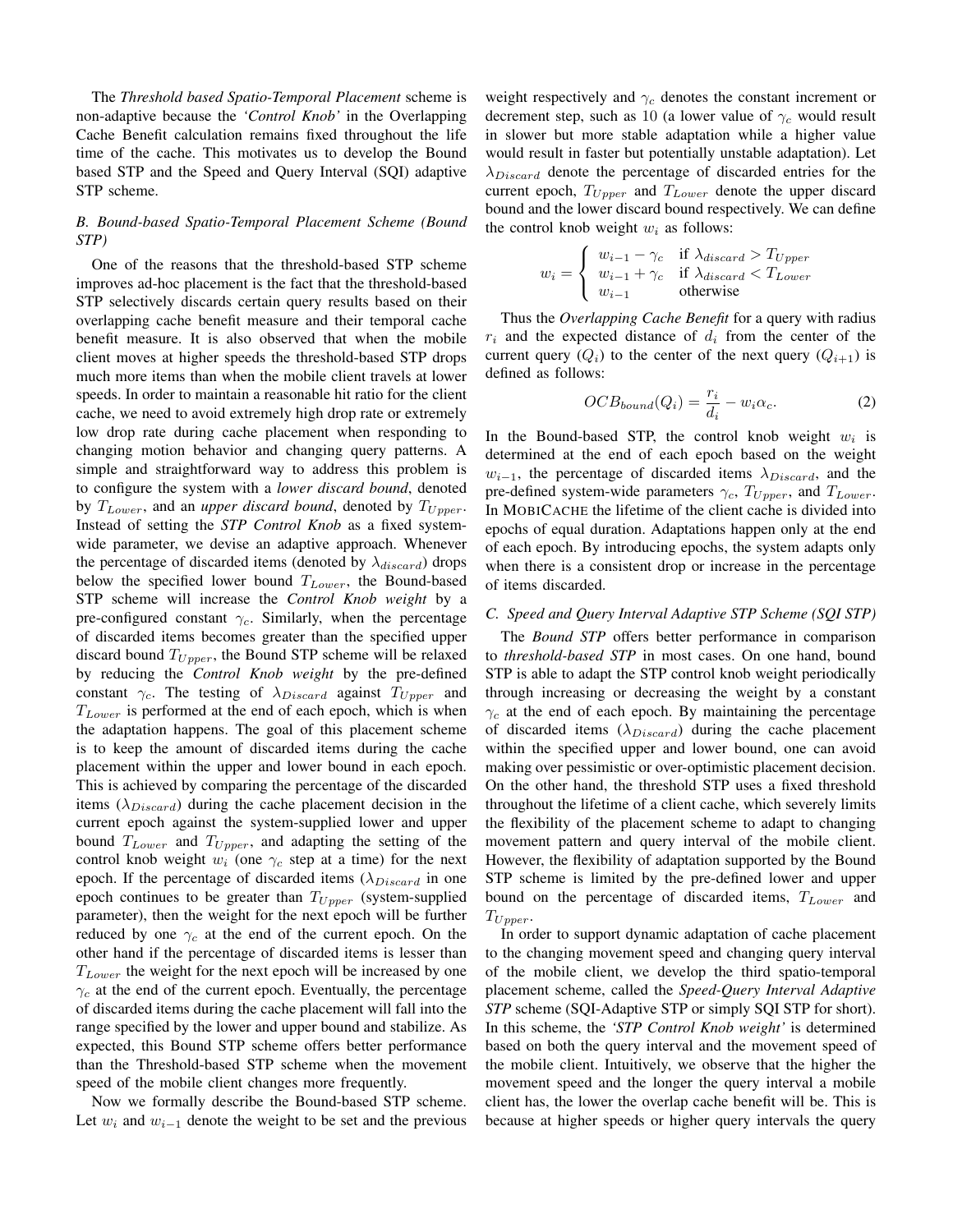The *Threshold based Spatio-Temporal Placement* scheme is non-adaptive because the *'Control Knob'* in the Overlapping Cache Benefit calculation remains fixed throughout the life time of the cache. This motivates us to develop the Bound based STP and the Speed and Query Interval (SQI) adaptive STP scheme.

### *B. Bound-based Spatio-Temporal Placement Scheme (Bound STP)*

One of the reasons that the threshold-based STP scheme improves ad-hoc placement is the fact that the threshold-based STP selectively discards certain query results based on their overlapping cache benefit measure and their temporal cache benefit measure. It is also observed that when the mobile client moves at higher speeds the threshold-based STP drops much more items than when the mobile client travels at lower speeds. In order to maintain a reasonable hit ratio for the client cache, we need to avoid extremely high drop rate or extremely low drop rate during cache placement when responding to changing motion behavior and changing query patterns. A simple and straightforward way to address this problem is to configure the system with a *lower discard bound*, denoted by $T_{Lower}$, and an *upper discard bound*, denoted by $T_{Upper}$. Instead of setting the ***STP Control Knob*** as a fixed system-wide parameter, we devise an adaptive approach. Whenever the percentage of discarded items (denoted by $\lambda_{discard}$) drops below the specified lower bound $T_{Lower}$, the Bound-based STP scheme will increase the ***Control Knob weight*** by a pre-configured constant $\gamma_c$. Similarly, when the percentage of discarded items becomes greater than the specified upper discard bound $T_{Upper}$, the Bound STP scheme will be relaxed by reducing the ***Control Knob weight*** by the pre-defined constant $\gamma_c$. The testing of $\lambda_{Discard}$ against $T_{Upper}$ and $T_{Lower}$ is performed at the end of each epoch, which is when the adaptation happens. The goal of this placement scheme is to keep the amount of discarded items during the cache placement within the upper and lower bound in each epoch. This is achieved by comparing the percentage of the discarded items ($\lambda_{Discard}$) during the cache placement decision in the current epoch against the system-supplied lower and upper bound $T_{Lower}$ and $T_{Upper}$, and adapting the setting of the control knob weight $w_i$ (one $\gamma_c$ step at a time) for the next epoch. If the percentage of discarded items ($\lambda_{Discard}$ in one epoch continues to be greater than $T_{Upper}$ (system-supplied parameter), then the weight for the next epoch will be further reduced by one $\gamma_c$ at the end of the current epoch. On the other hand if the percentage of discarded items is lesser than $T_{Lower}$ the weight for the next epoch will be increased by one $\gamma_c$ at the end of the current epoch. Eventually, the percentage of discarded items during the cache placement will fall into the range specified by the lower and upper bound and stabilize. As expected, this Bound STP scheme offers better performance than the Threshold-based STP scheme when the movement speed of the mobile client changes more frequently.

Now we formally describe the Bound-based STP scheme. Let $w_i$ and $w_{i-1}$ denote the weight to be set and the previous weight respectively and $\gamma_c$ denotes the constant increment or decrement step, such as 10 (a lower value of $\gamma_c$ would result in slower but more stable adaptation while a higher value would result in faster but potentially unstable adaptation). Let $\lambda_{Discard}$ denote the percentage of discarded entries for the current epoch, $T_{Upper}$ and $T_{Lower}$ denote the upper discard bound and the lower discard bound respectively. We can define the control knob weight $w_i$ as follows:

$$w_i = \begin{cases} w_{i-1} - \gamma_c & \text{if } \lambda_{discard} > T_{Upper} \\ w_{i-1} + \gamma_c & \text{if } \lambda_{discard} < T_{Lower} \\ w_{i-1} & \text{otherwise} \end{cases}$$

Thus the *Overlapping Cache Benefit* for a query with radius $r_i$ and the expected distance of $d_i$ from the center of the current query ($Q_i$) to the center of the next query ($Q_{i+1}$) is defined as follows:

$$OCB_{bound}(Q_i) = \frac{r_i}{d_i} - w_i \alpha_c. \tag{2}$$

In the Bound-based STP, the control knob weight $w_i$ is determined at the end of each epoch based on the weight $w_{i-1}$, the percentage of discarded items $\lambda_{Discard}$, and the pre-defined system-wide parameters $\gamma_c$, $T_{Upper}$, and $T_{Lower}$. In MobiCache the lifetime of the client cache is divided into epochs of equal duration. Adaptations happen only at the end of each epoch. By introducing epochs, the system adapts only when there is a consistent drop or increase in the percentage of items discarded.

### *C. Speed and Query Interval Adaptive STP Scheme (SQI STP)*

The *Bound STP* offers better performance in comparison to *threshold-based STP* in most cases. On one hand, bound STP is able to adapt the STP control knob weight periodically through increasing or decreasing the weight by a constant $\gamma_c$ at the end of each epoch. By maintaining the percentage of discarded items ($\lambda_{Discard}$) during the cache placement within the specified upper and lower bound, one can avoid making over pessimistic or over-optimistic placement decision. On the other hand, the threshold STP uses a fixed threshold throughout the lifetime of a client cache, which severely limits the flexibility of the placement scheme to adapt to changing movement pattern and query interval of the mobile client. However, the flexibility of adaptation supported by the Bound STP scheme is limited by the pre-defined lower and upper bound on the percentage of discarded items, $T_{Lower}$ and $T_{Upper}$.

In order to support dynamic adaptation of cache placement to the changing movement speed and changing query interval of the mobile client, we develop the third spatio-temporal placement scheme, called the ***Speed-Query Interval Adaptive STP*** scheme (SQI-Adaptive STP or simply SQI STP for short). In this scheme, the *'STP Control Knob weight'* is determined based on both the query interval and the movement speed of the mobile client. Intuitively, we observe that the higher the movement speed and the longer the query interval a mobile client has, the lower the overlap cache benefit will be. This is because at higher speeds or higher query intervals the query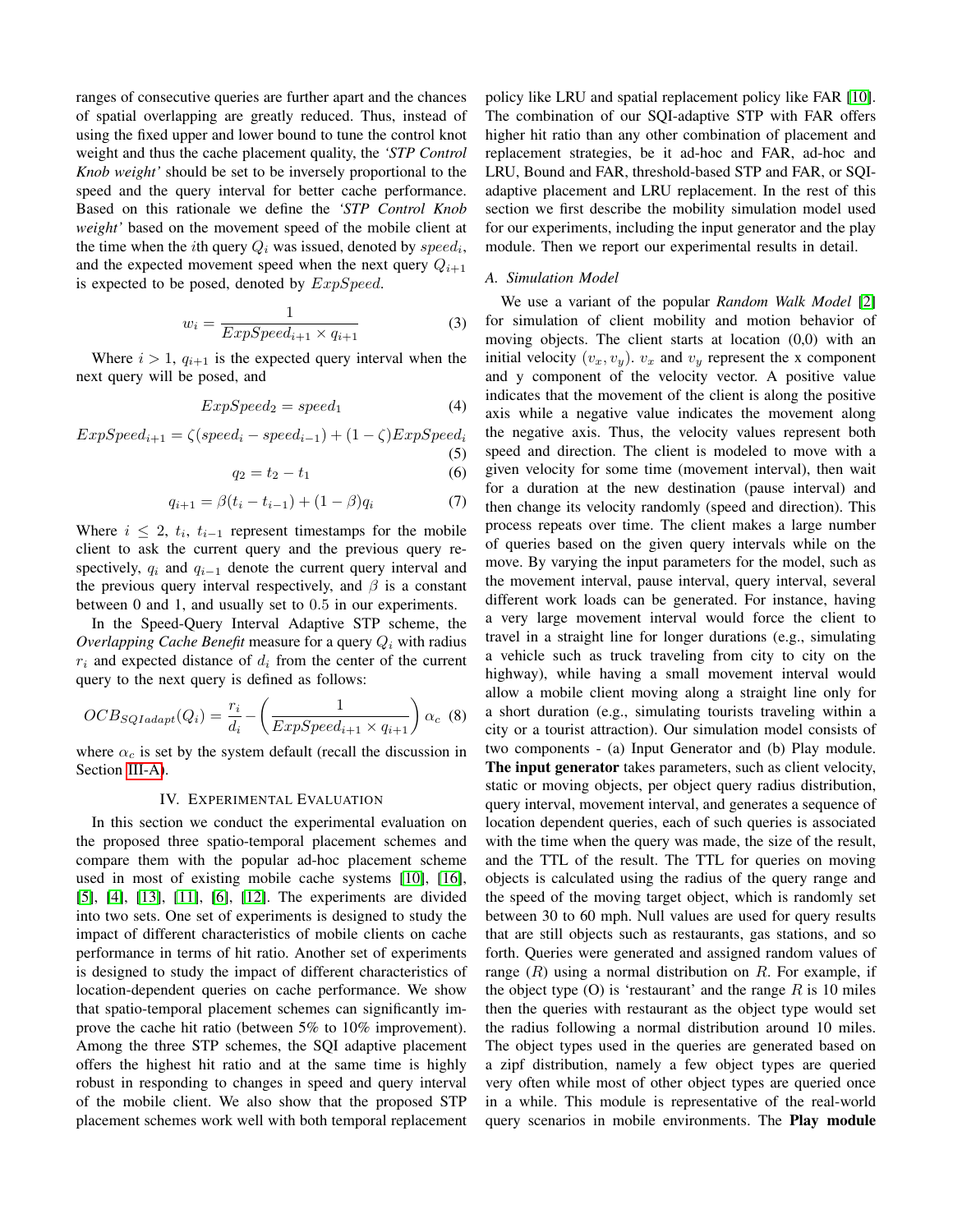ranges of consecutive queries are further apart and the chances of spatial overlapping are greatly reduced. Thus, instead of using the fixed upper and lower bound to tune the control knot weight and thus the cache placement quality, the *'STP Control Knob weight'* should be set to be inversely proportional to the speed and the query interval for better cache performance. Based on this rationale we define the *'STP Control Knob weight'* based on the movement speed of the mobile client at the time when the $i$th query $Q_i$ was issued, denoted by $speed_i$, and the expected movement speed when the next query $Q_{i+1}$ is expected to be posed, denoted by $ExpSpeed$.

$$w_i = \frac{1}{ExpSpeed_{i+1} \times q_{i+1}} \tag{3}$$

Where $i > 1$, $q_{i+1}$ is the expected query interval when the next query will be posed, and

$$ExpSpeed_2 = speed_1 \tag{4}$$

$$ExpSpeed_{i+1} = \zeta(speed_i - speed_{i-1}) + (1 - \zeta)ExpSpeed_i \tag{5}$$

$$q_2 = t_2 - t_1 \tag{6}$$

$$q_{i+1} = \beta(t_i - t_{i-1}) + (1 - \beta)q_i \tag{7}$$

Where $i \leq 2$, $t_i$, $t_{i-1}$ represent timestamps for the mobile client to ask the current query and the previous query respectively, $q_i$ and $q_{i-1}$ denote the current query interval and the previous query interval respectively, and $\beta$ is a constant between 0 and 1, and usually set to 0.5 in our experiments.

In the Speed-Query Interval Adaptive STP scheme, the *Overlapping Cache Benefit* measure for a query $Q_i$ with radius $r_i$ and expected distance of $d_i$ from the center of the current query to the next query is defined as follows:

$$OCB_{SQIadapt}(Q_i) = \frac{r_i}{d_i} - \left(\frac{1}{ExpSpeed_{i+1} \times q_{i+1}}\right)\alpha_c \tag{8}$$

where $\alpha_c$ is set by the system default (recall the discussion in Section III-A).

## IV. Experimental Evaluation

In this section we conduct the experimental evaluation on the proposed three spatio-temporal placement schemes and compare them with the popular ad-hoc placement scheme used in most of existing mobile cache systems [10], [16], [5], [4], [13], [11], [6], [12]. The experiments are divided into two sets. One set of experiments is designed to study the impact of different characteristics of mobile clients on cache performance in terms of hit ratio. Another set of experiments is designed to study the impact of different characteristics of location-dependent queries on cache performance. We show that spatio-temporal placement schemes can significantly improve the cache hit ratio (between 5% to 10% improvement). Among the three STP schemes, the SQI adaptive placement offers the highest hit ratio and at the same time is highly robust in responding to changes in speed and query interval of the mobile client. We also show that the proposed STP placement schemes work well with both temporal replacement policy like LRU and spatial replacement policy like FAR [10]. The combination of our SQI-adaptive STP with FAR offers higher hit ratio than any other combination of placement and replacement strategies, be it ad-hoc and FAR, ad-hoc and LRU, Bound and FAR, threshold-based STP and FAR, or SQI-adaptive placement and LRU replacement. In the rest of this section we first describe the mobility simulation model used for our experiments, including the input generator and the play module. Then we report our experimental results in detail.

### A. Simulation Model

We use a variant of the popular *Random Walk Model* [2] for simulation of client mobility and motion behavior of moving objects. The client starts at location (0,0) with an initial velocity $(v_x, v_y)$. $v_x$ and $v_y$ represent the x component and y component of the velocity vector. A positive value indicates that the movement of the client is along the positive axis while a negative value indicates the movement along the negative axis. Thus, the velocity values represent both speed and direction. The client is modeled to move with a given velocity for some time (movement interval), then wait for a duration at the new destination (pause interval) and then change its velocity randomly (speed and direction). This process repeats over time. The client makes a large number of queries based on the given query intervals while on the move. By varying the input parameters for the model, such as the movement interval, pause interval, query interval, several different work loads can be generated. For instance, having a very large movement interval would force the client to travel in a straight line for longer durations (e.g., simulating a vehicle such as truck traveling from city to city on the highway), while having a small movement interval would allow a mobile client moving along a straight line only for a short duration (e.g., simulating tourists traveling within a city or a tourist attraction). Our simulation model consists of two components - (a) Input Generator and (b) Play module. **The input generator** takes parameters, such as client velocity, static or moving objects, per object query radius distribution, query interval, movement interval, and generates a sequence of location dependent queries, each of such queries is associated with the time when the query was made, the size of the result, and the TTL of the result. The TTL for queries on moving objects is calculated using the radius of the query range and the speed of the moving target object, which is randomly set between 30 to 60 mph. Null values are used for query results that are still objects such as restaurants, gas stations, and so forth. Queries were generated and assigned random values of range ($R$) using a normal distribution on $R$. For example, if the object type (O) is 'restaurant' and the range $R$ is 10 miles then the queries with restaurant as the object type would set the radius following a normal distribution around 10 miles. The object types used in the queries are generated based on a zipf distribution, namely a few object types are queried very often while most of other object types are queried once in a while. This module is representative of the real-world query scenarios in mobile environments. The **Play module**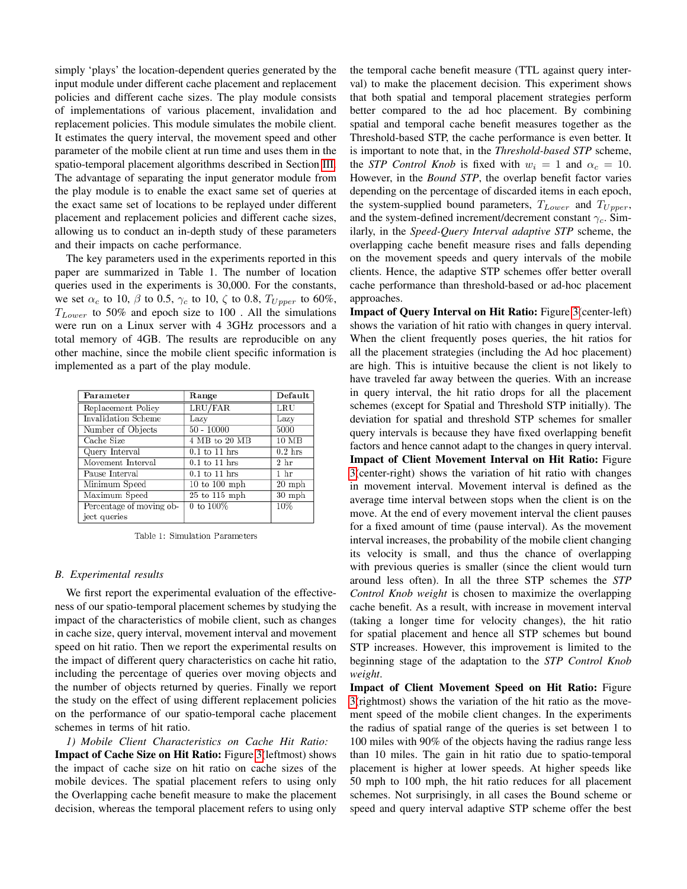simply 'plays' the location-dependent queries generated by the input module under different cache placement and replacement policies and different cache sizes. The play module consists of implementations of various placement, invalidation and replacement policies. This module simulates the mobile client. It estimates the query interval, the movement speed and other parameter of the mobile client at run time and uses them in the spatio-temporal placement algorithms described in Section III. The advantage of separating the input generator module from the play module is to enable the exact same set of queries at the exact same set of locations to be replayed under different placement and replacement policies and different cache sizes, allowing us to conduct an in-depth study of these parameters and their impacts on cache performance.

The key parameters used in the experiments reported in this paper are summarized in Table 1. The number of location queries used in the experiments is 30,000. For the constants, we set $\alpha_c$ to 10, $\beta$ to 0.5, $\gamma_c$ to 10, $\zeta$ to 0.8, $T_{Upper}$ to 60%, $T_{Lower}$ to 50% and epoch size to 100 . All the simulations were run on a Linux server with 4 3GHz processors and a total memory of 4GB. The results are reproducible on any other machine, since the mobile client specific information is implemented as a part of the play module.

| Parameter | Range | Default |
|---|---|---|
| Replacement Policy | LRU/FAR | LRU |
| Invalidation Scheme | Lazy | Lazy |
| Number of Objects | 50 - 10000 | 5000 |
| Cache Size | 4 MB to 20 MB | 10 MB |
| Query Interval | 0.1 to 11 hrs | 0.2 hrs |
| Movement Interval | 0.1 to 11 hrs | 2 hr |
| Pause Interval | 0.1 to 11 hrs | 1 hr |
| Minimum Speed | 10 to 100 mph | 20 mph |
| Maximum Speed | 25 to 115 mph | 30 mph |
| Percentage of moving object queries | 0 to 100% | 10% |

Table 1: Simulation Parameters

### B. Experimental results

We first report the experimental evaluation of the effectiveness of our spatio-temporal placement schemes by studying the impact of the characteristics of mobile client, such as changes in cache size, query interval, movement interval and movement speed on hit ratio. Then we report the experimental results on the impact of different query characteristics on cache hit ratio, including the percentage of queries over moving objects and the number of objects returned by queries. Finally we report the study on the effect of using different replacement policies on the performance of our spatio-temporal cache placement schemes in terms of hit ratio.

*1) Mobile Client Characteristics on Cache Hit Ratio:* **Impact of Cache Size on Hit Ratio:** Figure 3(leftmost) shows the impact of cache size on hit ratio on cache sizes of the mobile devices. The spatial placement refers to using only the Overlapping cache benefit measure to make the placement decision, whereas the temporal placement refers to using only the temporal cache benefit measure (TTL against query interval) to make the placement decision. This experiment shows that both spatial and temporal placement strategies perform better compared to the ad hoc placement. By combining spatial and temporal cache benefit measures together as the Threshold-based STP, the cache performance is even better. It is important to note that, in the *Threshold-based STP* scheme, the *STP Control Knob* is fixed with $w_i = 1$ and $\alpha_c = 10$. However, in the *Bound STP*, the overlap benefit factor varies depending on the percentage of discarded items in each epoch, the system-supplied bound parameters, $T_{Lower}$ and $T_{Upper}$, and the system-defined increment/decrement constant $\gamma_c$. Similarly, in the *Speed-Query Interval adaptive STP* scheme, the overlapping cache benefit measure rises and falls depending on the movement speeds and query intervals of the mobile clients. Hence, the adaptive STP schemes offer better overall cache performance than threshold-based or ad-hoc placement approaches.

**Impact of Query Interval on Hit Ratio:** Figure 3(center-left) shows the variation of hit ratio with changes in query interval. When the client frequently poses queries, the hit ratios for all the placement strategies (including the Ad hoc placement) are high. This is intuitive because the client is not likely to have traveled far away between the queries. With an increase in query interval, the hit ratio drops for all the placement schemes (except for Spatial and Threshold STP initially). The deviation for spatial and threshold STP schemes for smaller query intervals is because they have fixed overlapping benefit factors and hence cannot adapt to the changes in query interval.

**Impact of Client Movement Interval on Hit Ratio:** Figure 3(center-right) shows the variation of hit ratio with changes in movement interval. Movement interval is defined as the average time interval between stops when the client is on the move. At the end of every movement interval the client pauses for a fixed amount of time (pause interval). As the movement interval increases, the probability of the mobile client changing its velocity is small, and thus the chance of overlapping with previous queries is smaller (since the client would turn around less often). In all the three STP schemes the *STP Control Knob weight* is chosen to maximize the overlapping cache benefit. As a result, with increase in movement interval (taking a longer time for velocity changes), the hit ratio for spatial placement and hence all STP schemes but bound STP increases. However, this improvement is limited to the beginning stage of the adaptation to the *STP Control Knob weight*.

**Impact of Client Movement Speed on Hit Ratio:** Figure 3(rightmost) shows the variation of the hit ratio as the movement speed of the mobile client changes. In the experiments the radius of spatial range of the queries is set between 1 to 100 miles with 90% of the objects having the radius range less than 10 miles. The gain in hit ratio due to spatio-temporal placement is higher at lower speeds. At higher speeds like 50 mph to 100 mph, the hit ratio reduces for all placement schemes. Not surprisingly, in all cases the Bound scheme or speed and query interval adaptive STP scheme offer the best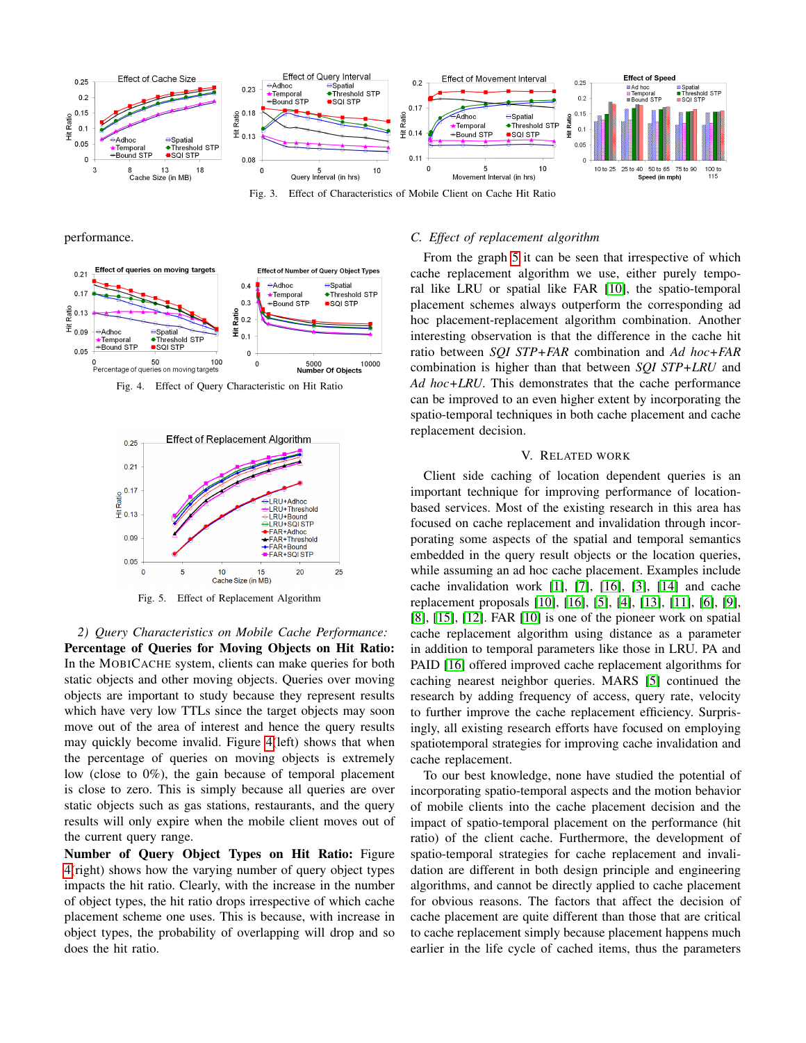Fig. 3. Effect of Characteristics of Mobile Client on Cache Hit Ratio

performance.

Fig. 4. Effect of Query Characteristic on Hit Ratio

Fig. 5. Effect of Replacement Algorithm

*2) Query Characteristics on Mobile Cache Performance:* **Percentage of Queries for Moving Objects on Hit Ratio:** In the MobiCache system, clients can make queries for both static objects and other moving objects. Queries over moving objects are important to study because they represent results which have very low TTLs since the target objects may soon move out of the area of interest and hence the query results may quickly become invalid. Figure 4(left) shows that when the percentage of queries on moving objects is extremely low (close to 0%), the gain because of temporal placement is close to zero. This is simply because all queries are over static objects such as gas stations, restaurants, and the query results will only expire when the mobile client moves out of the current query range.

**Number of Query Object Types on Hit Ratio:** Figure 4(right) shows how the varying number of query object types impacts the hit ratio. Clearly, with the increase in the number of object types, the hit ratio drops irrespective of which cache placement scheme one uses. This is because, with increase in object types, the probability of overlapping will drop and so does the hit ratio.

### C. Effect of replacement algorithm

From the graph 5 it can be seen that irrespective of which cache replacement algorithm we use, either purely temporal like LRU or spatial like FAR [10], the spatio-temporal placement schemes always outperform the corresponding ad hoc placement-replacement algorithm combination. Another interesting observation is that the difference in the cache hit ratio between *SQI STP+FAR* combination and *Ad hoc+FAR* combination is higher than that between *SQI STP+LRU* and *Ad hoc+LRU*. This demonstrates that the cache performance can be improved to an even higher extent by incorporating the spatio-temporal techniques in both cache placement and cache replacement decision.

## V. Related Work

Client side caching of location dependent queries is an important technique for improving performance of location-based services. Most of the existing research in this area has focused on cache replacement and invalidation through incorporating some aspects of the spatial and temporal semantics embedded in the query result objects or the location queries, while assuming an ad hoc cache placement. Examples include cache invalidation work [1], [7], [16], [3], [14] and cache replacement proposals [10], [16], [5], [4], [13], [11], [6], [9], [8], [15], [12]. FAR [10] is one of the pioneer work on spatial cache replacement algorithm using distance as a parameter in addition to temporal parameters like those in LRU. PA and PAID [16] offered improved cache replacement algorithms for caching nearest neighbor queries. MARS [5] continued the research by adding frequency of access, query rate, velocity to further improve the cache replacement efficiency. Surprisingly, all existing research efforts have focused on employing spatiotemporal strategies for improving cache invalidation and cache replacement.

To our best knowledge, none have studied the potential of incorporating spatio-temporal aspects and the motion behavior of mobile clients into the cache placement decision and the impact of spatio-temporal placement on the performance (hit ratio) of the client cache. Furthermore, the development of spatio-temporal strategies for cache replacement and invalidation are different in both design principle and engineering algorithms, and cannot be directly applied to cache placement for obvious reasons. The factors that affect the decision of cache placement are quite different than those that are critical to cache replacement simply because placement happens much earlier in the life cycle of cached items, thus the parameters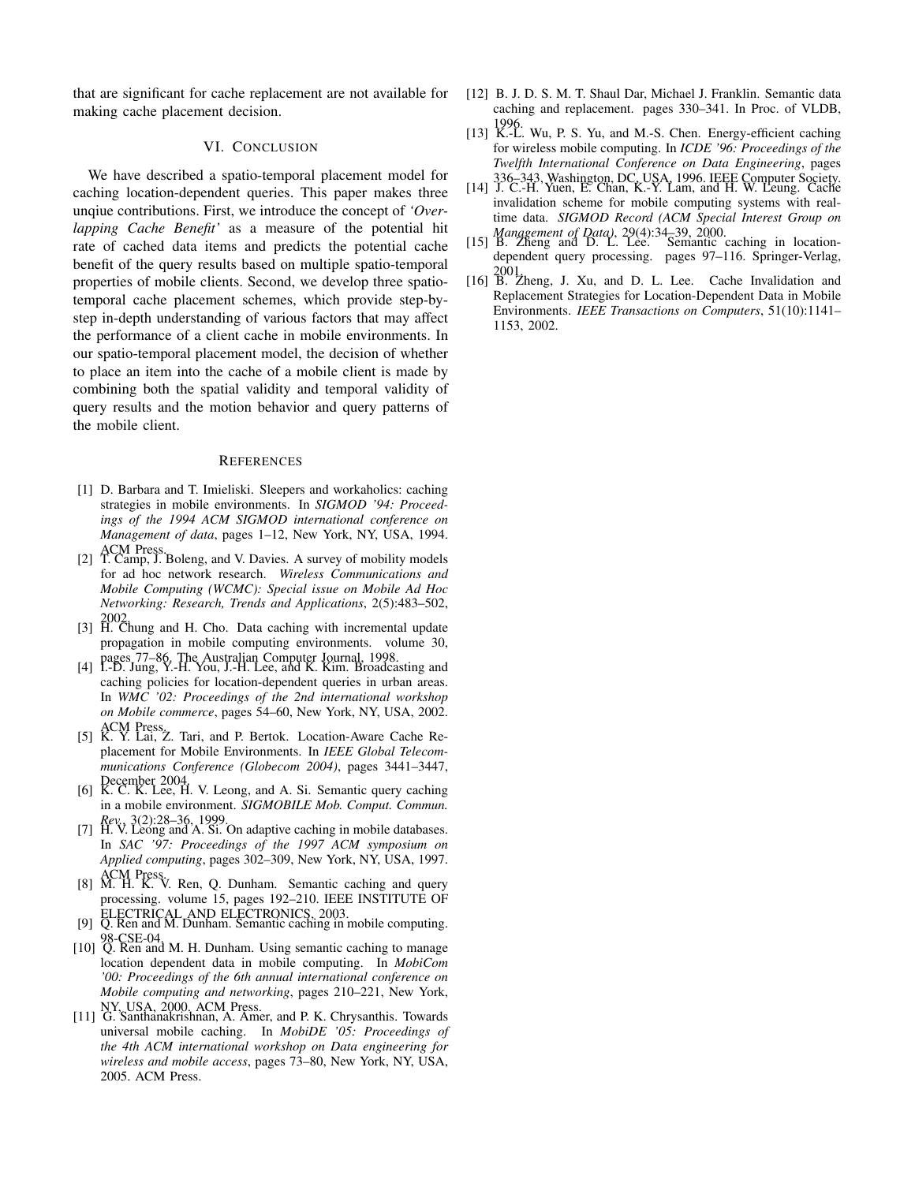that are significant for cache replacement are not available for making cache placement decision.

## VI. Conclusion

We have described a spatio-temporal placement model for caching location-dependent queries. This paper makes three unqiue contributions. First, we introduce the concept of *'Overlapping Cache Benefit'* as a measure of the potential hit rate of cached data items and predicts the potential cache benefit of the query results based on multiple spatio-temporal properties of mobile clients. Second, we develop three spatio-temporal cache placement schemes, which provide step-by-step in-depth understanding of various factors that may affect the performance of a client cache in mobile environments. In our spatio-temporal placement model, the decision of whether to place an item into the cache of a mobile client is made by combining both the spatial validity and temporal validity of query results and the motion behavior and query patterns of the mobile client.

## References

[1] D. Barbara and T. Imieliski. Sleepers and workaholics: caching strategies in mobile environments. In *SIGMOD '94: Proceedings of the 1994 ACM SIGMOD international conference on Management of data*, pages 1–12, New York, NY, USA, 1994. ACM Press.

[2] T. Camp, J. Boleng, and V. Davies. A survey of mobility models for ad hoc network research. *Wireless Communications and Mobile Computing (WCMC): Special issue on Mobile Ad Hoc Networking: Research, Trends and Applications*, 2(5):483–502, 2002.

[3] H. Chung and H. Cho. Data caching with incremental update propagation in mobile computing environments. volume 30, pages 77–86. The Australian Computer Journal, 1998.

[4] I.-D. Jung, Y.-H. You, J.-H. Lee, and K. Kim. Broadcasting and caching policies for location-dependent queries in urban areas. In *WMC '02: Proceedings of the 2nd international workshop on Mobile commerce*, pages 54–60, New York, NY, USA, 2002. ACM Press.

[5] K. Y. Lai, Z. Tari, and P. Bertok. Location-Aware Cache Replacement for Mobile Environments. In *IEEE Global Telecommunications Conference (Globecom 2004)*, pages 3441–3447, December 2004.

[6] K. C. K. Lee, H. V. Leong, and A. Si. Semantic query caching in a mobile environment. *SIGMOBILE Mob. Comput. Commun. Rev.*, 3(2):28–36, 1999.

[7] H. V. Leong and A. Si. On adaptive caching in mobile databases. In *SAC '97: Proceedings of the 1997 ACM symposium on Applied computing*, pages 302–309, New York, NY, USA, 1997. ACM Press.

[8] M. H. K. V. Ren, Q. Dunham. Semantic caching and query processing. volume 15, pages 192–210. IEEE INSTITUTE OF ELECTRICAL AND ELECTRONICS, 2003.

[9] Q. Ren and M. Dunham. Semantic caching in mobile computing. 98-CSE-04.

[10] Q. Ren and M. H. Dunham. Using semantic caching to manage location dependent data in mobile computing. In *MobiCom '00: Proceedings of the 6th annual international conference on Mobile computing and networking*, pages 210–221, New York, NY, USA, 2000. ACM Press.

[11] G. Santhanakrishnan, A. Amer, and P. K. Chrysanthis. Towards universal mobile caching. In *MobiDE '05: Proceedings of the 4th ACM international workshop on Data engineering for wireless and mobile access*, pages 73–80, New York, NY, USA, 2005. ACM Press.

[12] B. J. D. S. M. T. Shaul Dar, Michael J. Franklin. Semantic data caching and replacement. pages 330–341. In Proc. of VLDB, 1996.

[13] K.-L. Wu, P. S. Yu, and M.-S. Chen. Energy-efficient caching for wireless mobile computing. In *ICDE '96: Proceedings of the Twelfth International Conference on Data Engineering*, pages 336–343, Washington, DC, USA, 1996. IEEE Computer Society.

[14] J. C.-H. Yuen, E. Chan, K.-Y. Lam, and H. W. Leung. Cache invalidation scheme for mobile computing systems with real-time data. *SIGMOD Record (ACM Special Interest Group on Management of Data)*, 29(4):34–39, 2000.

[15] B. Zheng and D. L. Lee. Semantic caching in location-dependent query processing. pages 97–116. Springer-Verlag, 2001.

[16] B. Zheng, J. Xu, and D. L. Lee. Cache Invalidation and Replacement Strategies for Location-Dependent Data in Mobile Environments. *IEEE Transactions on Computers*, 51(10):1141–1153, 2002.